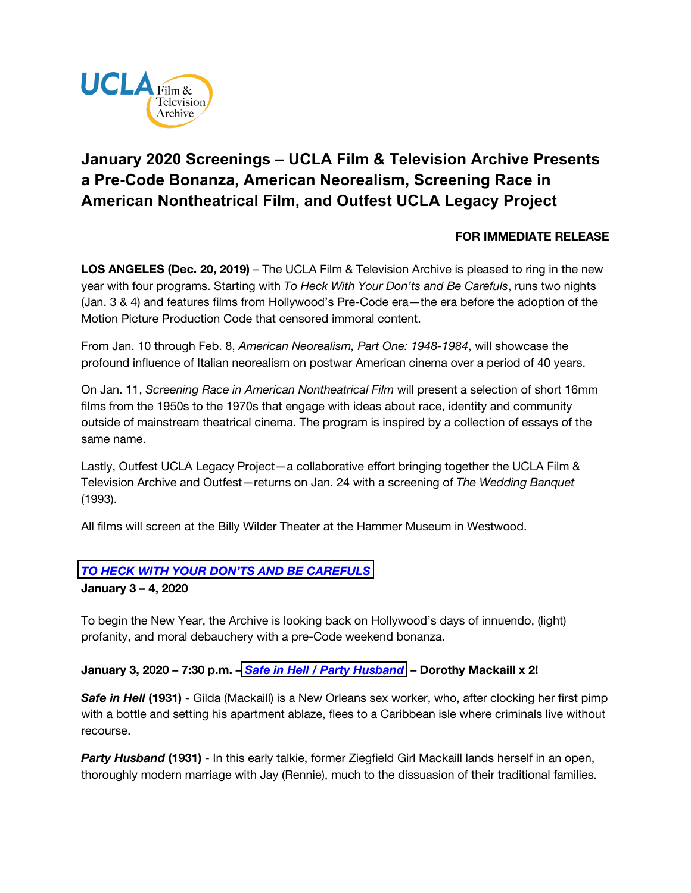# January 2020 Screenings – UCLA Film & Television Archive Presents a Pre-Code Bonanza, American Neorealism, Screening Race in American Nontheatrical Film, and Outfest UCLA Legacy Project

**FOR IMMEDIATE RELEASE**

**LOS ANGELES (Dec. 20, 2019)** – The UCLA Film & Television Archive is pleased to ring in the new year with four programs. Starting with *To Heck With Your Don'ts and Be Carefuls*, runs two nights (Jan. 3 & 4) and features films from Hollywood's Pre-Code era—the era before the adoption of the Motion Picture Production Code that censored immoral content.

From Jan. 10 through Feb. 8, *American Neorealism, Part One: 1948-1984*, will showcase the profound influence of Italian neorealism on postwar American cinema over a period of 40 years.

On Jan. 11, *Screening Race in American Nontheatrical Film* will present a selection of short 16mm films from the 1950s to the 1970s that engage with ideas about race, identity and community outside of mainstream theatrical cinema. The program is inspired by a collection of essays of the same name.

Lastly, Outfest UCLA Legacy Project—a collaborative effort bringing together the UCLA Film & Television Archive and Outfest—returns on Jan. 24 with a screening of *The Wedding Banquet* (1993).

All films will screen at the Billy Wilder Theater at the Hammer Museum in Westwood.

## *TO HECK WITH YOUR DON'TS AND BE CAREFULS*

**January 3 – 4, 2020**

To begin the New Year, the Archive is looking back on Hollywood's days of innuendo, (light) profanity, and moral debauchery with a pre-Code weekend bonanza.

**January 3, 2020 – 7:30 p.m. – *Safe in Hell / Party Husband* – Dorothy Mackaill x 2!**

***Safe in Hell* (1931)** - Gilda (Mackaill) is a New Orleans sex worker, who, after clocking her first pimp with a bottle and setting his apartment ablaze, flees to a Caribbean isle where criminals live without recourse.

***Party Husband* (1931)** - In this early talkie, former Ziegfield Girl Mackaill lands herself in an open, thoroughly modern marriage with Jay (Rennie), much to the dissuasion of their traditional families.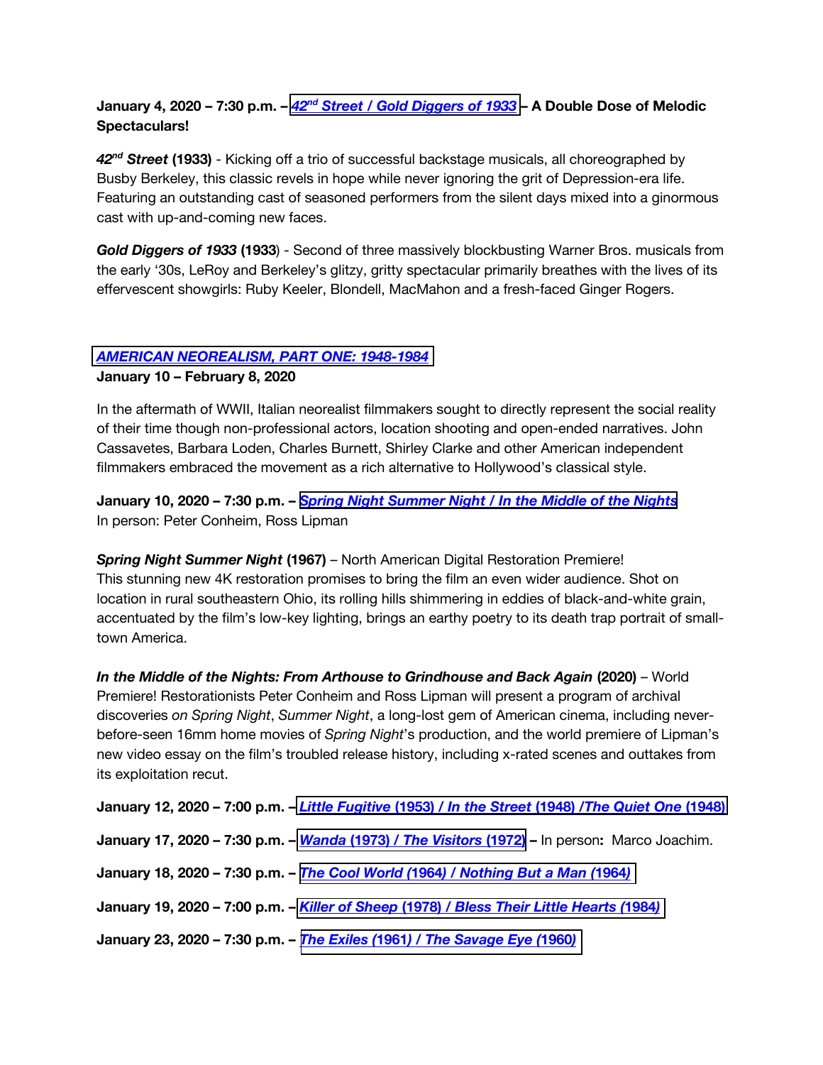**January 4, 2020 – 7:30 p.m. – *42nd Street / Gold Diggers of 1933* – A Double Dose of Melodic Spectaculars!**

***42nd Street* (1933)** - Kicking off a trio of successful backstage musicals, all choreographed by Busby Berkeley, this classic revels in hope while never ignoring the grit of Depression-era life. Featuring an outstanding cast of seasoned performers from the silent days mixed into a ginormous cast with up-and-coming new faces.

***Gold Diggers of 1933* (1933)** - Second of three massively blockbusting Warner Bros. musicals from the early '30s, LeRoy and Berkeley's glitzy, gritty spectacular primarily breathes with the lives of its effervescent showgirls: Ruby Keeler, Blondell, MacMahon and a fresh-faced Ginger Rogers.

***AMERICAN NEOREALISM, PART ONE: 1948-1984***
**January 10 – February 8, 2020**

In the aftermath of WWII, Italian neorealist filmmakers sought to directly represent the social reality of their time though non-professional actors, location shooting and open-ended narratives. John Cassavetes, Barbara Loden, Charles Burnett, Shirley Clarke and other American independent filmmakers embraced the movement as a rich alternative to Hollywood's classical style.

**January 10, 2020 – 7:30 p.m. – *Spring Night Summer Night / In the Middle of the Nights***
In person: Peter Conheim, Ross Lipman

***Spring Night Summer Night* (1967)** – North American Digital Restoration Premiere! This stunning new 4K restoration promises to bring the film an even wider audience. Shot on location in rural southeastern Ohio, its rolling hills shimmering in eddies of black-and-white grain, accentuated by the film's low-key lighting, brings an earthy poetry to its death trap portrait of small-town America.

***In the Middle of the Nights: From Arthouse to Grindhouse and Back Again* (2020)** – World Premiere! Restorationists Peter Conheim and Ross Lipman will present a program of archival discoveries *on Spring Night*, *Summer Night*, a long-lost gem of American cinema, including never-before-seen 16mm home movies of *Spring Night*'s production, and the world premiere of Lipman's new video essay on the film's troubled release history, including x-rated scenes and outtakes from its exploitation recut.

**January 12, 2020 – 7:00 p.m. – *Little Fugitive* (1953) / *In the Street* (1948) /*The Quiet One* (1948)**

**January 17, 2020 – 7:30 p.m. – *Wanda* (1973) / *The Visitors* (1972) –** In person**:** Marco Joachim.

**January 18, 2020 – 7:30 p.m. – *The Cool World* (1964) / *Nothing But a Man* (1964)**

**January 19, 2020 – 7:00 p.m. – *Killer of Sheep* (1978) / *Bless Their Little Hearts* (1984)**

**January 23, 2020 – 7:30 p.m. – *The Exiles* (1961) / *The Savage Eye* (1960)**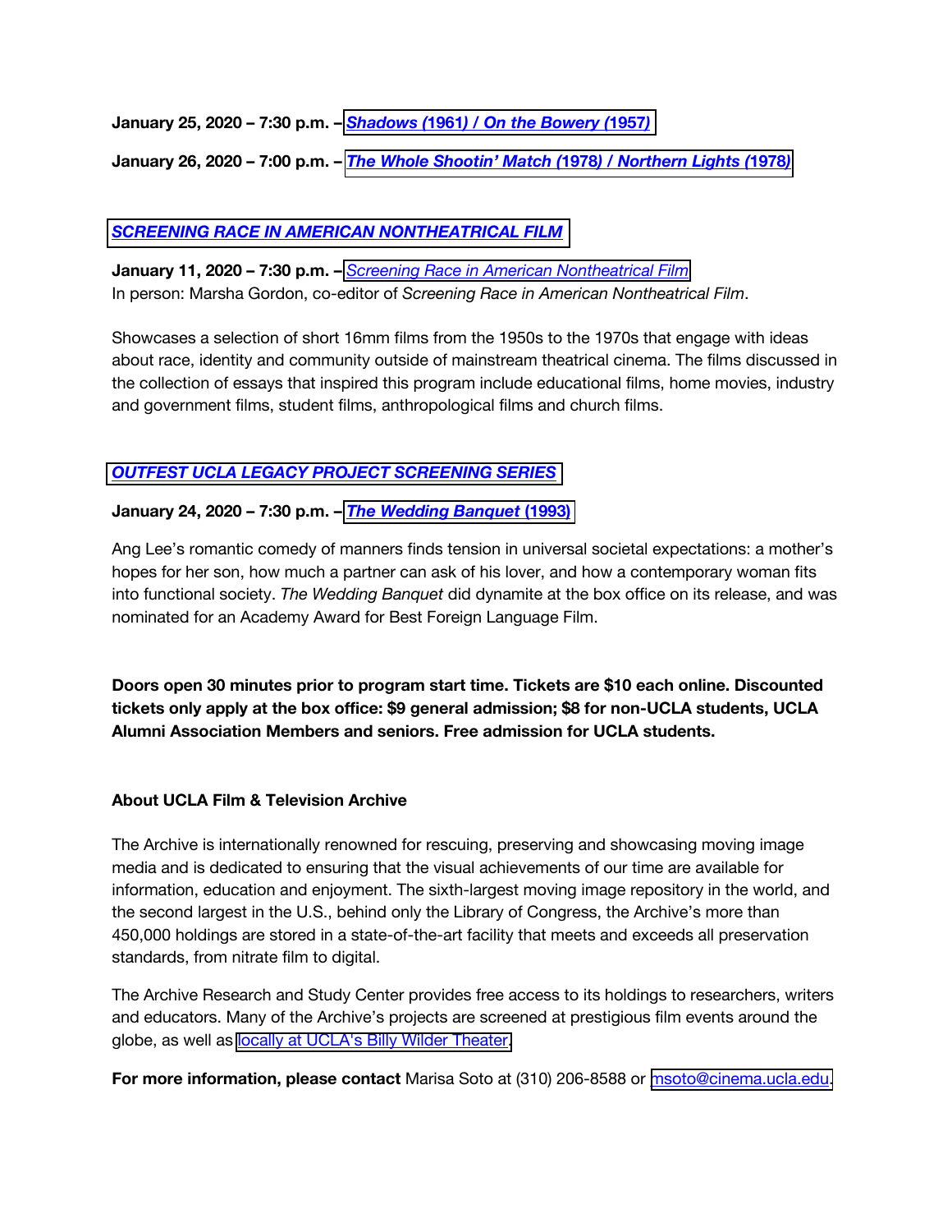**January 25, 2020 – 7:30 p.m. –** ***Shadows* (1961) / *On the Bowery* (1957)**

**January 26, 2020 – 7:00 p.m. –** ***The Whole Shootin' Match* (1978) / *Northern Lights* (1978)**

## *SCREENING RACE IN AMERICAN NONTHEATRICAL FILM*

**January 11, 2020 – 7:30 p.m. –** *Screening Race in American Nontheatrical Film*
In person: Marsha Gordon, co-editor of *Screening Race in American Nontheatrical Film*.

Showcases a selection of short 16mm films from the 1950s to the 1970s that engage with ideas about race, identity and community outside of mainstream theatrical cinema. The films discussed in the collection of essays that inspired this program include educational films, home movies, industry and government films, student films, anthropological films and church films.

## *OUTFEST UCLA LEGACY PROJECT SCREENING SERIES*

**January 24, 2020 – 7:30 p.m. –** ***The Wedding Banquet* (1993)**

Ang Lee's romantic comedy of manners finds tension in universal societal expectations: a mother's hopes for her son, how much a partner can ask of his lover, and how a contemporary woman fits into functional society. *The Wedding Banquet* did dynamite at the box office on its release, and was nominated for an Academy Award for Best Foreign Language Film.

**Doors open 30 minutes prior to program start time. Tickets are $10 each online. Discounted tickets only apply at the box office: $9 general admission; $8 for non-UCLA students, UCLA Alumni Association Members and seniors. Free admission for UCLA students.**

### About UCLA Film & Television Archive

The Archive is internationally renowned for rescuing, preserving and showcasing moving image media and is dedicated to ensuring that the visual achievements of our time are available for information, education and enjoyment. The sixth-largest moving image repository in the world, and the second largest in the U.S., behind only the Library of Congress, the Archive's more than 450,000 holdings are stored in a state-of-the-art facility that meets and exceeds all preservation standards, from nitrate film to digital.

The Archive Research and Study Center provides free access to its holdings to researchers, writers and educators. Many of the Archive's projects are screened at prestigious film events around the globe, as well as locally at UCLA's Billy Wilder Theater.

**For more information, please contact** Marisa Soto at (310) 206-8588 or msoto@cinema.ucla.edu.